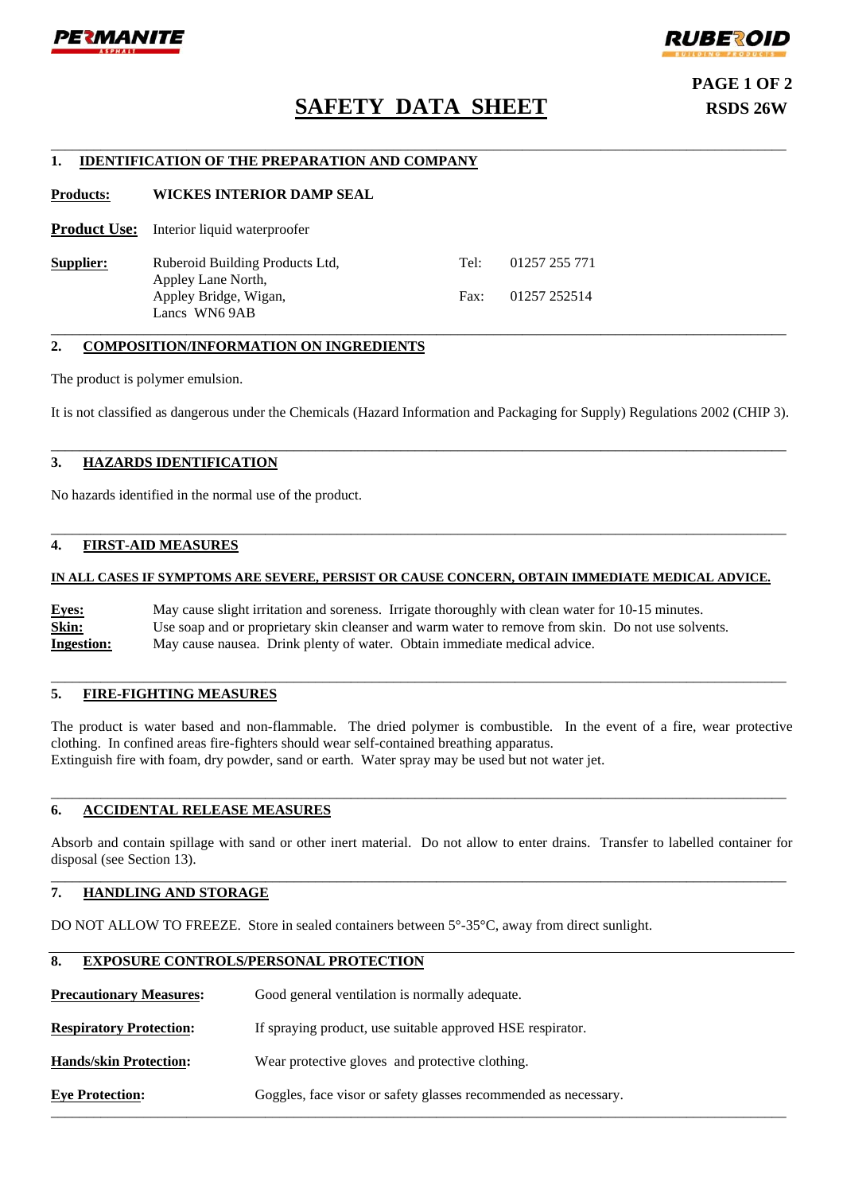PERMANITE ASPHALT

RUBEROID BUILDING PRODUCTS

# SAFETY DATA SHEET

**RSDS 26W**

## 1. IDENTIFICATION OF THE PREPARATION AND COMPANY

**Products:** **WICKES INTERIOR DAMP SEAL**

**Product Use:** Interior liquid waterproofer

**Supplier:** Ruberoid Building Products Ltd,
Appley Lane North,
Appley Bridge, Wigan,
Lancs WN6 9AB

Tel: 01257 255 771

Fax: 01257 252514

## 2. COMPOSITION/INFORMATION ON INGREDIENTS

The product is polymer emulsion.

It is not classified as dangerous under the Chemicals (Hazard Information and Packaging for Supply) Regulations 2002 (CHIP 3).

## 3. HAZARDS IDENTIFICATION

No hazards identified in the normal use of the product.

## 4. FIRST-AID MEASURES

**IN ALL CASES IF SYMPTOMS ARE SEVERE, PERSIST OR CAUSE CONCERN, OBTAIN IMMEDIATE MEDICAL ADVICE.**

**Eyes:** May cause slight irritation and soreness. Irrigate thoroughly with clean water for 10-15 minutes.

**Skin:** Use soap and or proprietary skin cleanser and warm water to remove from skin. Do not use solvents.

**Ingestion:** May cause nausea. Drink plenty of water. Obtain immediate medical advice.

## 5. FIRE-FIGHTING MEASURES

The product is water based and non-flammable. The dried polymer is combustible. In the event of a fire, wear protective clothing. In confined areas fire-fighters should wear self-contained breathing apparatus.
Extinguish fire with foam, dry powder, sand or earth. Water spray may be used but not water jet.

## 6. ACCIDENTAL RELEASE MEASURES

Absorb and contain spillage with sand or other inert material. Do not allow to enter drains. Transfer to labelled container for disposal (see Section 13).

## 7. HANDLING AND STORAGE

DO NOT ALLOW TO FREEZE. Store in sealed containers between 5°-35°C, away from direct sunlight.

## 8. EXPOSURE CONTROLS/PERSONAL PROTECTION

**Precautionary Measures:** Good general ventilation is normally adequate.

**Respiratory Protection:** If spraying product, use suitable approved HSE respirator.

**Hands/skin Protection:** Wear protective gloves and protective clothing.

**Eye Protection:** Goggles, face visor or safety glasses recommended as necessary.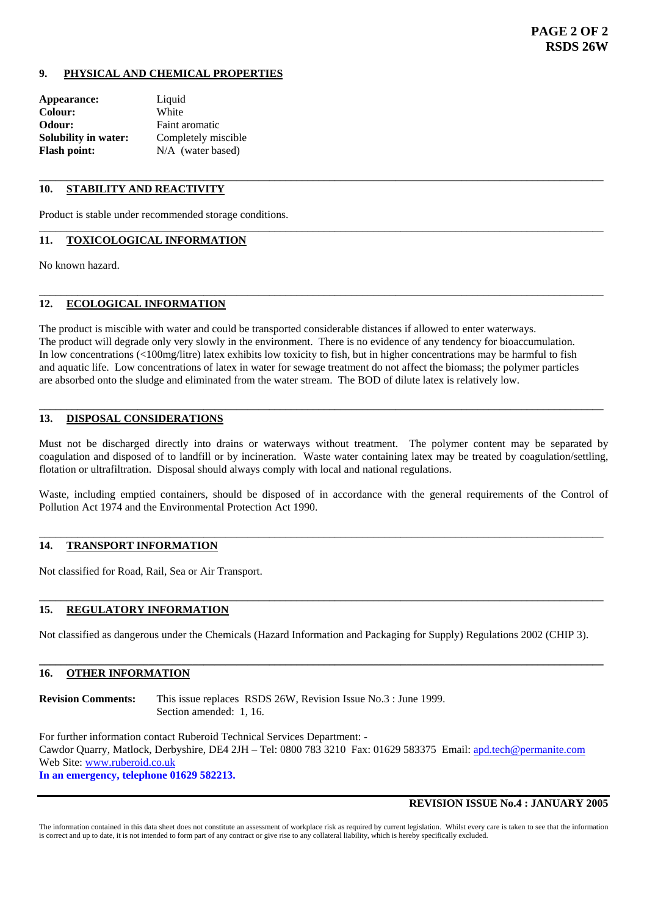## 9. PHYSICAL AND CHEMICAL PROPERTIES

| | |
|---|---|
| **Appearance:** | Liquid |
| **Colour:** | White |
| **Odour:** | Faint aromatic |
| **Solubility in water:** | Completely miscible |
| **Flash point:** | N/A (water based) |

## 10. STABILITY AND REACTIVITY

Product is stable under recommended storage conditions.

## 11. TOXICOLOGICAL INFORMATION

No known hazard.

## 12. ECOLOGICAL INFORMATION

The product is miscible with water and could be transported considerable distances if allowed to enter waterways. The product will degrade only very slowly in the environment. There is no evidence of any tendency for bioaccumulation. In low concentrations (<100mg/litre) latex exhibits low toxicity to fish, but in higher concentrations may be harmful to fish and aquatic life. Low concentrations of latex in water for sewage treatment do not affect the biomass; the polymer particles are absorbed onto the sludge and eliminated from the water stream. The BOD of dilute latex is relatively low.

## 13. DISPOSAL CONSIDERATIONS

Must not be discharged directly into drains or waterways without treatment. The polymer content may be separated by coagulation and disposed of to landfill or by incineration. Waste water containing latex may be treated by coagulation/settling, flotation or ultrafiltration. Disposal should always comply with local and national regulations.

Waste, including emptied containers, should be disposed of in accordance with the general requirements of the Control of Pollution Act 1974 and the Environmental Protection Act 1990.

## 14. TRANSPORT INFORMATION

Not classified for Road, Rail, Sea or Air Transport.

## 15. REGULATORY INFORMATION

Not classified as dangerous under the Chemicals (Hazard Information and Packaging for Supply) Regulations 2002 (CHIP 3).

## 16. OTHER INFORMATION

**Revision Comments:** This issue replaces RSDS 26W, Revision Issue No.3 : June 1999.
Section amended: 1, 16.

For further information contact Ruberoid Technical Services Department: -
Cawdor Quarry, Matlock, Derbyshire, DE4 2JH – Tel: 0800 783 3210 Fax: 01629 583375 Email: apd.tech@permanite.com
Web Site: www.ruberoid.co.uk
**In an emergency, telephone 01629 582213.**

**REVISION ISSUE No.4 : JANUARY 2005**

The information contained in this data sheet does not constitute an assessment of workplace risk as required by current legislation. Whilst every care is taken to see that the information is correct and up to date, it is not intended to form part of any contract or give rise to any collateral liability, which is hereby specifically excluded.